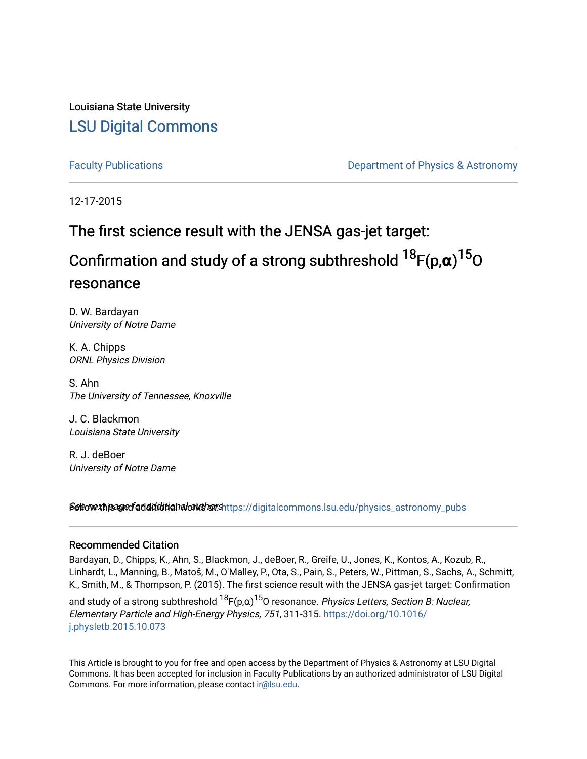Louisiana State University

## LSU Digital Commons

Faculty Publications

Department of Physics & Astronomy

12-17-2015

# The first science result with the JENSA gas-jet target: Confirmation and study of a strong subthreshold $^{18}$F(p,α)$^{15}$O resonance

D. W. Bardayan
*University of Notre Dame*

K. A. Chipps
*ORNL Physics Division*

S. Ahn
*The University of Tennessee, Knoxville*

J. C. Blackmon
*Louisiana State University*

R. J. deBoer
*University of Notre Dame*

See next page for additional authors

Follow this and additional works at: https://digitalcommons.lsu.edu/physics_astronomy_pubs

### Recommended Citation

Bardayan, D., Chipps, K., Ahn, S., Blackmon, J., deBoer, R., Greife, U., Jones, K., Kontos, A., Kozub, R., Linhardt, L., Manning, B., Matoš, M., O'Malley, P., Ota, S., Pain, S., Peters, W., Pittman, S., Sachs, A., Schmitt, K., Smith, M., & Thompson, P. (2015). The first science result with the JENSA gas-jet target: Confirmation and study of a strong subthreshold $^{18}$F(p,α)$^{15}$O resonance. *Physics Letters, Section B: Nuclear, Elementary Particle and High-Energy Physics, 751*, 311-315. https://doi.org/10.1016/j.physletb.2015.10.073

This Article is brought to you for free and open access by the Department of Physics & Astronomy at LSU Digital Commons. It has been accepted for inclusion in Faculty Publications by an authorized administrator of LSU Digital Commons. For more information, please contact ir@lsu.edu.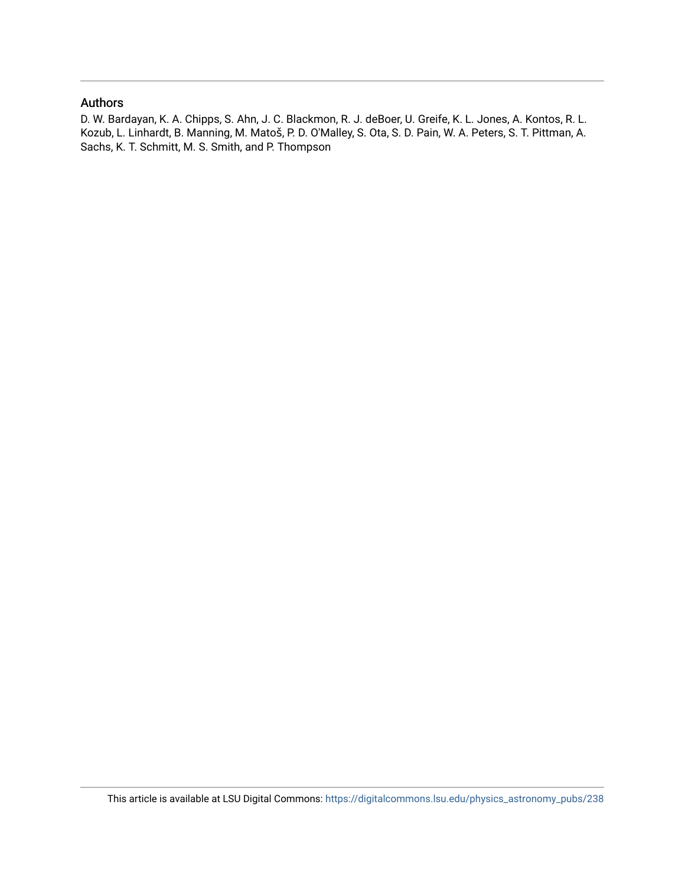## Authors

D. W. Bardayan, K. A. Chipps, S. Ahn, J. C. Blackmon, R. J. deBoer, U. Greife, K. L. Jones, A. Kontos, R. L. Kozub, L. Linhardt, B. Manning, M. Matoš, P. D. O'Malley, S. Ota, S. D. Pain, W. A. Peters, S. T. Pittman, A. Sachs, K. T. Schmitt, M. S. Smith, and P. Thompson

This article is available at LSU Digital Commons: https://digitalcommons.lsu.edu/physics_astronomy_pubs/238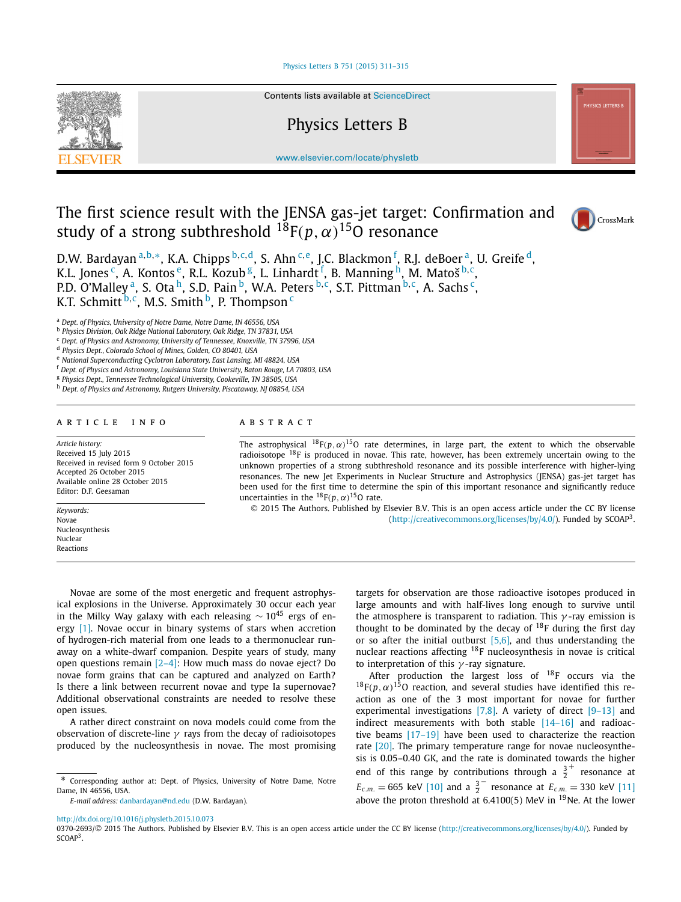# The first science result with the JENSA gas-jet target: Confirmation and study of a strong subthreshold $^{18}F(p,\alpha)^{15}O$ resonance

D.W. Bardayan [a,b,*], K.A. Chipps [b,c,d], S. Ahn [c,e], J.C. Blackmon [f], R.J. deBoer [a], U. Greife [d], K.L. Jones [c], A. Kontos [e], R.L. Kozub [g], L. Linhardt [f], B. Manning [h], M. Matoš [b,c], P.D. O'Malley [a], S. Ota [h], S.D. Pain [b], W.A. Peters [b,c], S.T. Pittman [b,c], A. Sachs [c], K.T. Schmitt [b,c], M.S. Smith [b], P. Thompson [c]

[a] Dept. of Physics, University of Notre Dame, Notre Dame, IN 46556, USA
[b] Physics Division, Oak Ridge National Laboratory, Oak Ridge, TN 37831, USA
[c] Dept. of Physics and Astronomy, University of Tennessee, Knoxville, TN 37996, USA
[d] Physics Dept., Colorado School of Mines, Golden, CO 80401, USA
[e] National Superconducting Cyclotron Laboratory, East Lansing, MI 48824, USA
[f] Dept. of Physics and Astronomy, Louisiana State University, Baton Rouge, LA 70803, USA
[g] Physics Dept., Tennessee Technological University, Cookeville, TN 38505, USA
[h] Dept. of Physics and Astronomy, Rutgers University, Piscataway, NJ 08854, USA

## ARTICLE INFO

*Article history:*
Received 15 July 2015
Received in revised form 9 October 2015
Accepted 26 October 2015
Available online 28 October 2015
Editor: D.F. Geesaman

*Keywords:*
Novae
Nucleosynthesis
Nuclear
Reactions

## ABSTRACT

The astrophysical $^{18}F(p,\alpha)^{15}O$ rate determines, in large part, the extent to which the observable radioisotope $^{18}F$ is produced in novae. This rate, however, has been extremely uncertain owing to the unknown properties of a strong subthreshold resonance and its possible interference with higher-lying resonances. The new Jet Experiments in Nuclear Structure and Astrophysics (JENSA) gas-jet target has been used for the first time to determine the spin of this important resonance and significantly reduce uncertainties in the $^{18}F(p,\alpha)^{15}O$ rate.

© 2015 The Authors. Published by Elsevier B.V. This is an open access article under the CC BY license (http://creativecommons.org/licenses/by/4.0/). Funded by SCOAP³.

Novae are some of the most energetic and frequent astrophysical explosions in the Universe. Approximately 30 occur each year in the Milky Way galaxy with each releasing $\sim 10^{45}$ ergs of energy [1]. Novae occur in binary systems of stars when accretion of hydrogen-rich material from one leads to a thermonuclear runaway on a white-dwarf companion. Despite years of study, many open questions remain [2–4]: How much mass do novae eject? Do novae form grains that can be captured and analyzed on Earth? Is there a link between recurrent novae and type Ia supernovae? Additional observational constraints are needed to resolve these open issues.

A rather direct constraint on nova models could come from the observation of discrete-line $\gamma$ rays from the decay of radioisotopes produced by the nucleosynthesis in novae. The most promising targets for observation are those radioactive isotopes produced in large amounts and with half-lives long enough to survive until the atmosphere is transparent to radiation. This $\gamma$-ray emission is thought to be dominated by the decay of $^{18}F$ during the first day or so after the initial outburst [5,6], and thus understanding the nuclear reactions affecting $^{18}F$ nucleosynthesis in novae is critical to interpretation of this $\gamma$-ray signature.

After production the largest loss of $^{18}F$ occurs via the $^{18}F(p,\alpha)^{15}O$ reaction, and several studies have identified this reaction as one of the 3 most important for novae for further experimental investigations [7,8]. A variety of direct [9–13] and indirect measurements with both stable [14–16] and radioactive beams [17–19] have been used to characterize the reaction rate [20]. The primary temperature range for novae nucleosynthesis is 0.05–0.40 GK, and the rate is dominated towards the higher end of this range by contributions through a $\frac{3}{2}^+$ resonance at $E_{c.m.} = 665$ keV [10] and a $\frac{3}{2}^-$ resonance at $E_{c.m.} = 330$ keV [11] above the proton threshold at 6.4100(5) MeV in $^{19}Ne$. At the lower

\* Corresponding author at: Dept. of Physics, University of Notre Dame, Notre Dame, IN 46556, USA.
*E-mail address:* danbardayan@nd.edu (D.W. Bardayan).

http://dx.doi.org/10.1016/j.physletb.2015.10.073
0370-2693/© 2015 The Authors. Published by Elsevier B.V. This is an open access article under the CC BY license (http://creativecommons.org/licenses/by/4.0/). Funded by SCOAP³.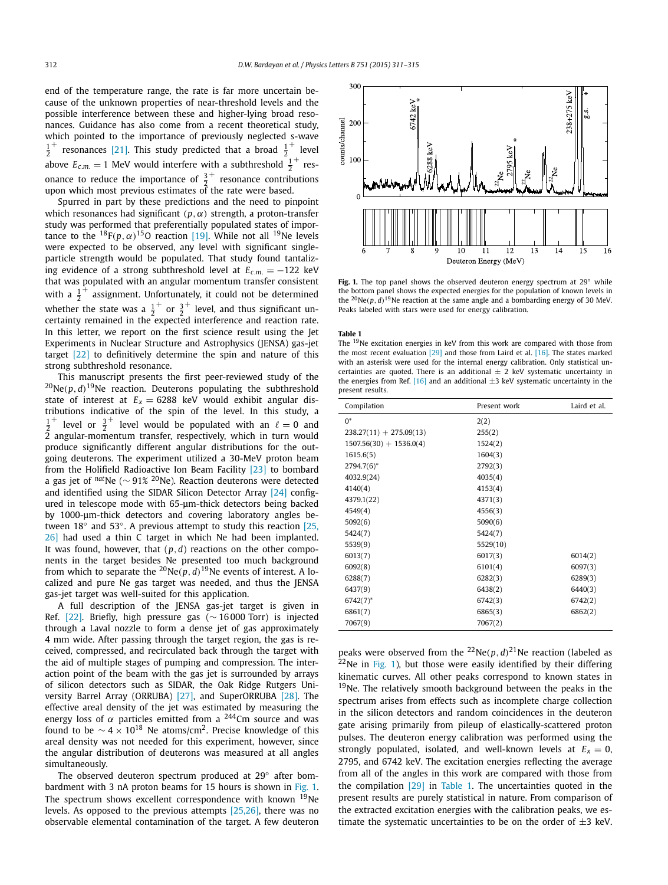end of the temperature range, the rate is far more uncertain because of the unknown properties of near-threshold levels and the possible interference between these and higher-lying broad resonances. Guidance has also come from a recent theoretical study, which pointed to the importance of previously neglected s-wave $\frac{1}{2}^+$ resonances [21]. This study predicted that a broad $\frac{1}{2}^+$ level above $E_{c.m.} = 1$ MeV would interfere with a subthreshold $\frac{1}{2}^+$ resonance to reduce the importance of $\frac{3}{2}^+$ resonance contributions upon which most previous estimates of the rate were based.

Spurred in part by these predictions and the need to pinpoint which resonances had significant $(p, \alpha)$ strength, a proton-transfer study was performed that preferentially populated states of importance to the $^{18}F(p, \alpha)^{15}O$ reaction [19]. While not all $^{19}Ne$ levels were expected to be observed, any level with significant single-particle strength would be populated. That study found tantalizing evidence of a strong subthreshold level at $E_{c.m.} = -122$ keV that was populated with an angular momentum transfer consistent with a $\frac{1}{2}^+$ assignment. Unfortunately, it could not be determined whether the state was a $\frac{1}{2}^+$ or $\frac{3}{2}^+$ level, and thus significant uncertainty remained in the expected interference and reaction rate. In this letter, we report on the first science result using the Jet Experiments in Nuclear Structure and Astrophysics (JENSA) gas-jet target [22] to definitively determine the spin and nature of this strong subthreshold resonance.

This manuscript presents the first peer-reviewed study of the $^{20}Ne(p, d)^{19}Ne$ reaction. Deuterons populating the subthreshold state of interest at $E_x = 6288$ keV would exhibit angular distributions indicative of the spin of the level. In this study, a $\frac{1}{2}^+$ level or $\frac{3}{2}^+$ level would be populated with an $\ell = 0$ and 2 angular-momentum transfer, respectively, which in turn would produce significantly different angular distributions for the outgoing deuterons. The experiment utilized a 30-MeV proton beam from the Holifield Radioactive Ion Beam Facility [23] to bombard a gas jet of $^{nat}Ne$ ($\sim 91\%$ $^{20}Ne$). Reaction deuterons were detected and identified using the SIDAR Silicon Detector Array [24] configured in telescope mode with 65-μm-thick detectors being backed by 1000-μm-thick detectors and covering laboratory angles between 18° and 53°. A previous attempt to study this reaction [25,26] had used a thin C target in which Ne had been implanted. It was found, however, that $(p, d)$ reactions on the other components in the target besides Ne presented too much background from which to separate the $^{20}Ne(p, d)^{19}Ne$ events of interest. A localized and pure Ne gas target was needed, and thus the JENSA gas-jet target was well-suited for this application.

A full description of the JENSA gas-jet target is given in Ref. [22]. Briefly, high pressure gas ($\sim 16\,000$ Torr) is injected through a Laval nozzle to form a dense jet of gas approximately 4 mm wide. After passing through the target region, the gas is received, compressed, and recirculated back through the target with the aid of multiple stages of pumping and compression. The interaction point of the beam with the gas jet is surrounded by arrays of silicon detectors such as SIDAR, the Oak Ridge Rutgers University Barrel Array (ORRUBA) [27], and SuperORRUBA [28]. The effective areal density of the jet was estimated by measuring the energy loss of α particles emitted from a $^{244}Cm$ source and was found to be $\sim 4 \times 10^{18}$ Ne atoms/cm$^2$. Precise knowledge of this areal density was not needed for this experiment, however, since the angular distribution of deuterons was measured at all angles simultaneously.

The observed deuteron spectrum produced at 29° after bombardment with 3 nA proton beams for 15 hours is shown in Fig. 1. The spectrum shows excellent correspondence with known $^{19}Ne$ levels. As opposed to the previous attempts [25,26], there was no observable elemental contamination of the target. A few deuteron

**Fig. 1.** The top panel shows the observed deuteron energy spectrum at 29° while the bottom panel shows the expected energies for the population of known levels in the $^{20}Ne(p, d)^{19}Ne$ reaction at the same angle and a bombarding energy of 30 MeV. Peaks labeled with stars were used for energy calibration.

**Table 1**
The $^{19}Ne$ excitation energies in keV from this work are compared with those from the most recent evaluation [29] and those from Laird et al. [16]. The states marked with an asterisk were used for the internal energy calibration. Only statistical uncertainties are quoted. There is an additional ± 2 keV systematic uncertainty in the energies from Ref. [16] and an additional ±3 keV systematic uncertainty in the present results.

| Compilation | Present work | Laird et al. |
|---|---|---|
| 0* | 2(2) | |
| 238.27(11) + 275.09(13) | 255(2) | |
| 1507.56(30) + 1536.0(4) | 1524(2) | |
| 1615.6(5) | 1604(3) | |
| 2794.7(6)* | 2792(3) | |
| 4032.9(24) | 4035(4) | |
| 4140(4) | 4153(4) | |
| 4379.1(22) | 4371(3) | |
| 4549(4) | 4556(3) | |
| 5092(6) | 5090(6) | |
| 5424(7) | 5424(7) | |
| 5539(9) | 5529(10) | |
| 6013(7) | 6017(3) | 6014(2) |
| 6092(8) | 6101(4) | 6097(3) |
| 6288(7) | 6282(3) | 6289(3) |
| 6437(9) | 6438(2) | 6440(3) |
| 6742(7)* | 6742(3) | 6742(2) |
| 6861(7) | 6865(3) | 6862(2) |
| 7067(9) | 7067(2) | |

peaks were observed from the $^{22}Ne(p, d)^{21}Ne$ reaction (labeled as $^{22}Ne$ in Fig. 1), but those were easily identified by their differing kinematic curves. All other peaks correspond to known states in $^{19}Ne$. The relatively smooth background between the peaks in the spectrum arises from effects such as incomplete charge collection in the silicon detectors and random coincidences in the deuteron gate arising primarily from pileup of elastically-scattered proton pulses. The deuteron energy calibration was performed using the strongly populated, isolated, and well-known levels at $E_x = 0$, 2795, and 6742 keV. The excitation energies reflecting the average from all of the angles in this work are compared with those from the compilation [29] in Table 1. The uncertainties quoted in the present results are purely statistical in nature. From comparison of the extracted excitation energies with the calibration peaks, we estimate the systematic uncertainties to be on the order of ±3 keV.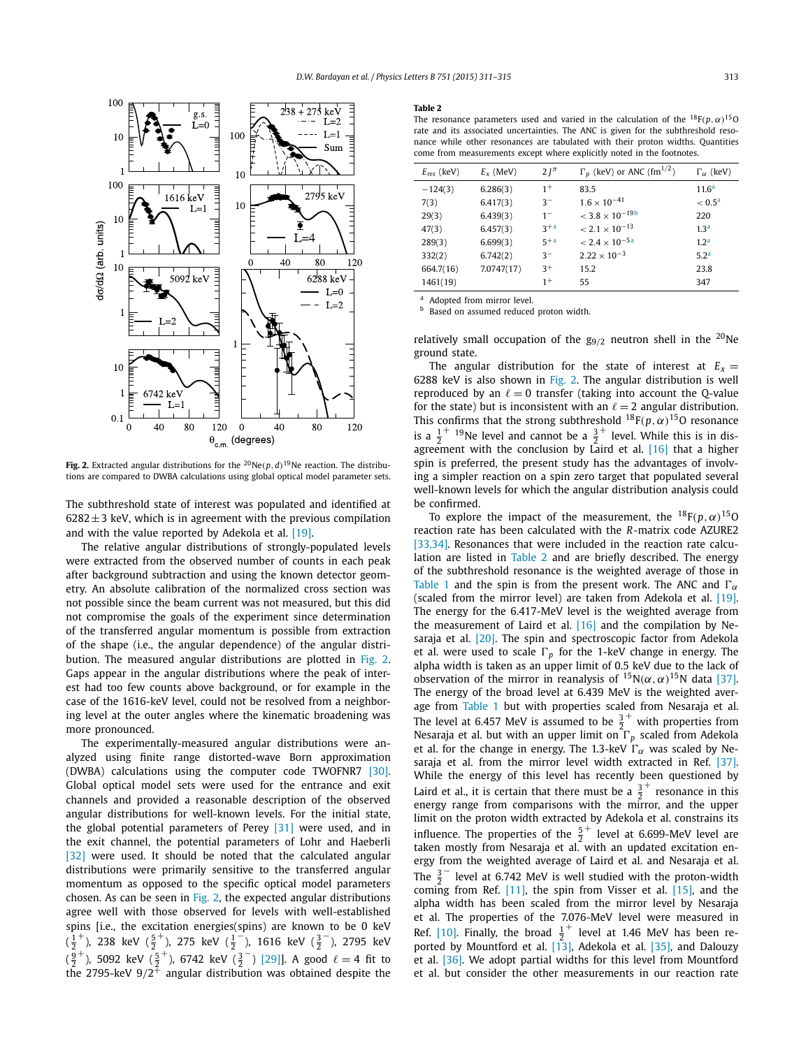**Fig. 2.** Extracted angular distributions for the $^{20}$Ne$(p,d)^{19}$Ne reaction. The distributions are compared to DWBA calculations using global optical model parameter sets.

The subthreshold state of interest was populated and identified at $6282 \pm 3$ keV, which is in agreement with the previous compilation and with the value reported by Adekola et al. [19].

The relative angular distributions of strongly-populated levels were extracted from the observed number of counts in each peak after background subtraction and using the known detector geometry. An absolute calibration of the normalized cross section was not possible since the beam current was not measured, but this did not compromise the goals of the experiment since determination of the transferred angular momentum is possible from extraction of the shape (i.e., the angular dependence) of the angular distribution. The measured angular distributions are plotted in Fig. 2. Gaps appear in the angular distributions where the peak of interest had too few counts above background, or for example in the case of the 1616-keV level, could not be resolved from a neighboring level at the outer angles where the kinematic broadening was more pronounced.

The experimentally-measured angular distributions were analyzed using finite range distorted-wave Born approximation (DWBA) calculations using the computer code TWOFNR7 [30]. Global optical model sets were used for the entrance and exit channels and provided a reasonable description of the observed angular distributions for well-known levels. For the initial state, the global potential parameters of Perey [31] were used, and in the exit channel, the potential parameters of Lohr and Haeberli [32] were used. It should be noted that the calculated angular distributions were primarily sensitive to the transferred angular momentum as opposed to the specific optical model parameters chosen. As can be seen in Fig. 2, the expected angular distributions agree well with those observed for levels with well-established spins [i.e., the excitation energies(spins) are known to be 0 keV ($\frac{1}{2}^+$), 238 keV ($\frac{5}{2}^+$), 275 keV ($\frac{1}{2}^-$), 1616 keV ($\frac{3}{2}^-$), 2795 keV ($\frac{9}{2}^+$), 5092 keV ($\frac{5}{2}^+$), 6742 keV ($\frac{3}{2}^-$) [29]]. A good $\ell = 4$ fit to the 2795-keV $9/2^+$ angular distribution was obtained despite the relatively small occupation of the $g_{9/2}$ neutron shell in the $^{20}$Ne ground state.

The angular distribution for the state of interest at $E_x = 6288$ keV is also shown in Fig. 2. The angular distribution is well reproduced by an $\ell = 0$ transfer (taking into account the Q-value for the state) but is inconsistent with an $\ell = 2$ angular distribution. This confirms that the strong subthreshold $^{18}$F$(p,\alpha)^{15}$O resonance is a $\frac{1}{2}^+$ $^{19}$Ne level and cannot be a $\frac{3}{2}^+$ level. While this is in disagreement with the conclusion by Laird et al. [16] that a higher spin is preferred, the present study has the advantages of involving a simpler reaction on a spin zero target that populated several well-known levels for which the angular distribution analysis could be confirmed.

**Table 2**
The resonance parameters used and varied in the calculation of the $^{18}$F$(p,\alpha)^{15}$O rate and its associated uncertainties. The ANC is given for the subthreshold resonance while other resonances are tabulated with their proton widths. Quantities come from measurements except where explicitly noted in the footnotes.

| $E_{res}$ (keV) | $E_x$ (MeV) | $2J^\pi$ | $\Gamma_p$ (keV) or ANC (fm$^{1/2}$) | $\Gamma_\alpha$ (keV) |
|---|---|---|---|---|
| −124(3) | 6.286(3) | $1^+$ | 83.5 | 11.6[a] |
| 7(3) | 6.417(3) | $3^-$ | $1.6 \times 10^{-41}$ | $< 0.5$[a] |
| 29(3) | 6.439(3) | $1^-$ | $< 3.8 \times 10^{-19}$[b] | 220 |
| 47(3) | 6.457(3) | $3^+$[a] | $< 2.1 \times 10^{-13}$ | 1.3[a] |
| 289(3) | 6.699(3) | $5^+$[a] | $< 2.4 \times 10^{-5}$[a] | 1.2[a] |
| 332(2) | 6.742(2) | $3^-$ | $2.22 \times 10^{-3}$ | 5.2[a] |
| 664.7(16) | 7.0747(17) | $3^+$ | 15.2 | 23.8 |
| 1461(19) | | $1^+$ | 55 | 347 |

[a] Adopted from mirror level.
[b] Based on assumed reduced proton width.

To explore the impact of the measurement, the $^{18}$F$(p,\alpha)^{15}$O reaction rate has been calculated with the $R$-matrix code AZURE2 [33,34]. Resonances that were included in the reaction rate calculation are listed in Table 2 and are briefly described. The energy of the subthreshold resonance is the weighted average of those in Table 1 and the spin is from the present work. The ANC and $\Gamma_\alpha$ (scaled from the mirror level) are taken from Adekola et al. [19]. The energy for the 6.417-MeV level is the weighted average from the measurement of Laird et al. [16] and the compilation by Nesaraja et al. [20]. The spin and spectroscopic factor from Adekola et al. were used to scale $\Gamma_p$ for the 1-keV change in energy. The alpha width is taken as an upper limit of 0.5 keV due to the lack of observation of the mirror in reanalysis of $^{15}$N$(\alpha,\alpha)^{15}$N data [37]. The energy of the broad level at 6.439 MeV is the weighted average from Table 1 but with properties scaled from Nesaraja et al. The level at 6.457 MeV is assumed to be $\frac{3}{2}^+$ with properties from Nesaraja et al. but with an upper limit on $\Gamma_p$ scaled from Adekola et al. for the change in energy. The 1.3-keV $\Gamma_\alpha$ was scaled by Nesaraja et al. from the mirror level width extracted in Ref. [37]. While the energy of this level has recently been questioned by Laird et al., it is certain that there must be a $\frac{3}{2}^+$ resonance in this energy range from comparisons with the mirror, and the upper limit on the proton width extracted by Adekola et al. constrains its influence. The properties of the $\frac{5}{2}^+$ level at 6.699-MeV level are taken mostly from Nesaraja et al. with an updated excitation energy from the weighted average of Laird et al. and Nesaraja et al. The $\frac{3}{2}^-$ level at 6.742 MeV is well studied with the proton-width coming from Ref. [11], the spin from Visser et al. [15], and the alpha width has been scaled from the mirror level by Nesaraja et al. The properties of the 7.076-MeV level were measured in Ref. [10]. Finally, the broad $\frac{1}{2}^+$ level at 1.46 MeV has been reported by Mountford et al. [13], Adekola et al. [35], and Dalouzy et al. [36]. We adopt partial widths for this level from Mountford et al. but consider the other measurements in our reaction rate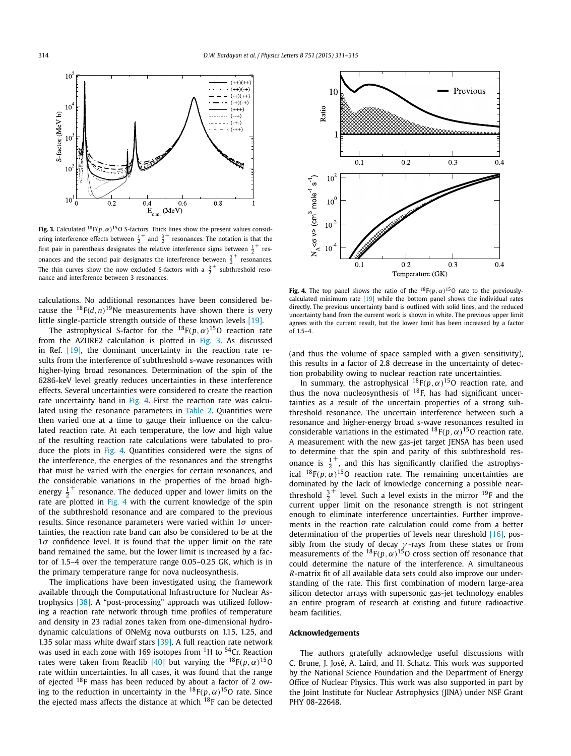**Fig. 3.** Calculated $^{18}F(p,\alpha)^{15}O$ S-factors. Thick lines show the present values considering interference effects between $\frac{1}{2}^+$ and $\frac{3}{2}^+$ resonances. The notation is that the first pair in parenthesis designates the relative interference signs between $\frac{1}{2}^+$ resonances and the second pair designates the interference between $\frac{3}{2}^+$ resonances. The thin curves show the now excluded S-factors with a $\frac{3}{2}^+$ subthreshold resonance and interference between 3 resonances.

calculations. No additional resonances have been considered because the $^{18}F(d,n)^{19}Ne$ measurements have shown there is very little single-particle strength outside of these known levels [19].

The astrophysical S-factor for the $^{18}F(p,\alpha)^{15}O$ reaction rate from the AZURE2 calculation is plotted in Fig. 3. As discussed in Ref. [19], the dominant uncertainty in the reaction rate results from the interference of subthreshold s-wave resonances with higher-lying broad resonances. Determination of the spin of the 6286-keV level greatly reduces uncertainties in these interference effects. Several uncertainties were considered to create the reaction rate uncertainty band in Fig. 4. First the reaction rate was calculated using the resonance parameters in Table 2. Quantities were then varied one at a time to gauge their influence on the calculated reaction rate. At each temperature, the low and high value of the resulting reaction rate calculations were tabulated to produce the plots in Fig. 4. Quantities considered were the signs of the interference, the energies of the resonances and the strengths that must be varied with the energies for certain resonances, and the considerable variations in the properties of the broad high-energy $\frac{1}{2}^+$ resonance. The deduced upper and lower limits on the rate are plotted in Fig. 4 with the current knowledge of the spin of the subthreshold resonance and are compared to the previous results. Since resonance parameters were varied within $1\sigma$ uncertainties, the reaction rate band can also be considered to be at the $1\sigma$ confidence level. It is found that the upper limit on the rate band remained the same, but the lower limit is increased by a factor of 1.5–4 over the temperature range 0.05–0.25 GK, which is in the primary temperature range for nova nucleosynthesis.

The implications have been investigated using the framework available through the Computational Infrastructure for Nuclear Astrophysics [38]. A "post-processing" approach was utilized following a reaction rate network through time profiles of temperature and density in 23 radial zones taken from one-dimensional hydrodynamic calculations of ONeMg nova outbursts on 1.15, 1.25, and 1.35 solar mass white dwarf stars [39]. A full reaction rate network was used in each zone with 169 isotopes from $^{1}H$ to $^{54}Cr$. Reaction rates were taken from Reaclib [40] but varying the $^{18}F(p,\alpha)^{15}O$ rate within uncertainties. In all cases, it was found that the range of ejected $^{18}F$ mass has been reduced by about a factor of 2 owing to the reduction in uncertainty in the $^{18}F(p,\alpha)^{15}O$ rate. Since the ejected mass affects the distance at which $^{18}F$ can be detected

**Fig. 4.** The top panel shows the ratio of the $^{18}F(p,\alpha)^{15}O$ rate to the previously-calculated minimum rate [19] while the bottom panel shows the individual rates directly. The previous uncertainty band is outlined with solid lines, and the reduced uncertainty band from the current work is shown in white. The previous upper limit agrees with the current result, but the lower limit has been increased by a factor of 1.5–4.

(and thus the volume of space sampled with a given sensitivity), this results in a factor of 2.8 decrease in the uncertainty of detection probability owing to nuclear reaction rate uncertainties.

In summary, the astrophysical $^{18}F(p,\alpha)^{15}O$ reaction rate, and thus the nova nucleosynthesis of $^{18}F$, has had significant uncertainties as a result of the uncertain properties of a strong subthreshold resonance. The uncertain interference between such a resonance and higher-energy broad s-wave resonances resulted in considerable variations in the estimated $^{18}F(p,\alpha)^{15}O$ reaction rate. A measurement with the new gas-jet target JENSA has been used to determine that the spin and parity of this subthreshold resonance is $\frac{1}{2}^+$, and this has significantly clarified the astrophysical $^{18}F(p,\alpha)^{15}O$ reaction rate. The remaining uncertainties are dominated by the lack of knowledge concerning a possible near-threshold $\frac{3}{2}^+$ level. Such a level exists in the mirror $^{19}F$ and the current upper limit on the resonance strength is not stringent enough to eliminate interference uncertainties. Further improvements in the reaction rate calculation could come from a better determination of the properties of levels near threshold [16], possibly from the study of decay $\gamma$-rays from these states or from measurements of the $^{18}F(p,\alpha)^{15}O$ cross section off resonance that could determine the nature of the interference. A simultaneous R-matrix fit of all available data sets could also improve our understanding of the rate. This first combination of modern large-area silicon detector arrays with supersonic gas-jet technology enables an entire program of research at existing and future radioactive beam facilities.

## Acknowledgements

The authors gratefully acknowledge useful discussions with C. Brune, J. José, A. Laird, and H. Schatz. This work was supported by the National Science Foundation and the Department of Energy Office of Nuclear Physics. This work was also supported in part by the Joint Institute for Nuclear Astrophysics (JINA) under NSF Grant PHY 08-22648.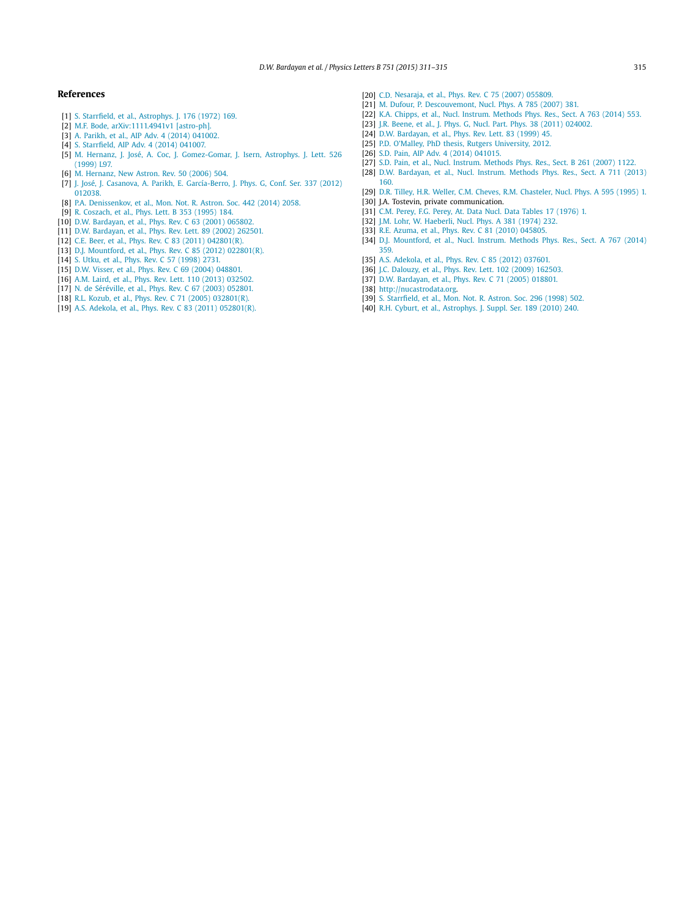## References

[1] S. Starrfield, et al., Astrophys. J. 176 (1972) 169.
[2] M.F. Bode, arXiv:1111.4941v1 [astro-ph].
[3] A. Parikh, et al., AIP Adv. 4 (2014) 041002.
[4] S. Starrfield, AIP Adv. 4 (2014) 041007.
[5] M. Hernanz, J. José, A. Coc, J. Gomez-Gomar, J. Isern, Astrophys. J. Lett. 526 (1999) L97.
[6] M. Hernanz, New Astron. Rev. 50 (2006) 504.
[7] J. José, J. Casanova, A. Parikh, E. García-Berro, J. Phys. G, Conf. Ser. 337 (2012) 012038.
[8] P.A. Denissenkov, et al., Mon. Not. R. Astron. Soc. 442 (2014) 2058.
[9] R. Coszach, et al., Phys. Lett. B 353 (1995) 184.
[10] D.W. Bardayan, et al., Phys. Rev. C 63 (2001) 065802.
[11] D.W. Bardayan, et al., Phys. Rev. Lett. 89 (2002) 262501.
[12] C.E. Beer, et al., Phys. Rev. C 83 (2011) 042801(R).
[13] D.J. Mountford, et al., Phys. Rev. C 85 (2012) 022801(R).
[14] S. Utku, et al., Phys. Rev. C 57 (1998) 2731.
[15] D.W. Visser, et al., Phys. Rev. C 69 (2004) 048801.
[16] A.M. Laird, et al., Phys. Rev. Lett. 110 (2013) 032502.
[17] N. de Séréville, et al., Phys. Rev. C 67 (2003) 052801.
[18] R.L. Kozub, et al., Phys. Rev. C 71 (2005) 032801(R).
[19] A.S. Adekola, et al., Phys. Rev. C 83 (2011) 052801(R).
[20] C.D. Nesaraja, et al., Phys. Rev. C 75 (2007) 055809.
[21] M. Dufour, P. Descouvemont, Nucl. Phys. A 785 (2007) 381.
[22] K.A. Chipps, et al., Nucl. Instrum. Methods Phys. Res., Sect. A 763 (2014) 553.
[23] J.R. Beene, et al., J. Phys. G, Nucl. Part. Phys. 38 (2011) 024002.
[24] D.W. Bardayan, et al., Phys. Rev. Lett. 83 (1999) 45.
[25] P.D. O'Malley, PhD thesis, Rutgers University, 2012.
[26] S.D. Pain, AIP Adv. 4 (2014) 041015.
[27] S.D. Pain, et al., Nucl. Instrum. Methods Phys. Res., Sect. B 261 (2007) 1122.
[28] D.W. Bardayan, et al., Nucl. Instrum. Methods Phys. Res., Sect. A 711 (2013) 160.
[29] D.R. Tilley, H.R. Weller, C.M. Cheves, R.M. Chasteler, Nucl. Phys. A 595 (1995) 1.
[30] J.A. Tostevin, private communication.
[31] C.M. Perey, F.G. Perey, At. Data Nucl. Data Tables 17 (1976) 1.
[32] J.M. Lohr, W. Haeberli, Nucl. Phys. A 381 (1974) 232.
[33] R.E. Azuma, et al., Phys. Rev. C 81 (2010) 045805.
[34] D.J. Mountford, et al., Nucl. Instrum. Methods Phys. Res., Sect. A 767 (2014) 359.
[35] A.S. Adekola, et al., Phys. Rev. C 85 (2012) 037601.
[36] J.C. Dalouzy, et al., Phys. Rev. Lett. 102 (2009) 162503.
[37] D.W. Bardayan, et al., Phys. Rev. C 71 (2005) 018801.
[38] http://nucastrodata.org.
[39] S. Starrfield, et al., Mon. Not. R. Astron. Soc. 296 (1998) 502.
[40] R.H. Cyburt, et al., Astrophys. J. Suppl. Ser. 189 (2010) 240.